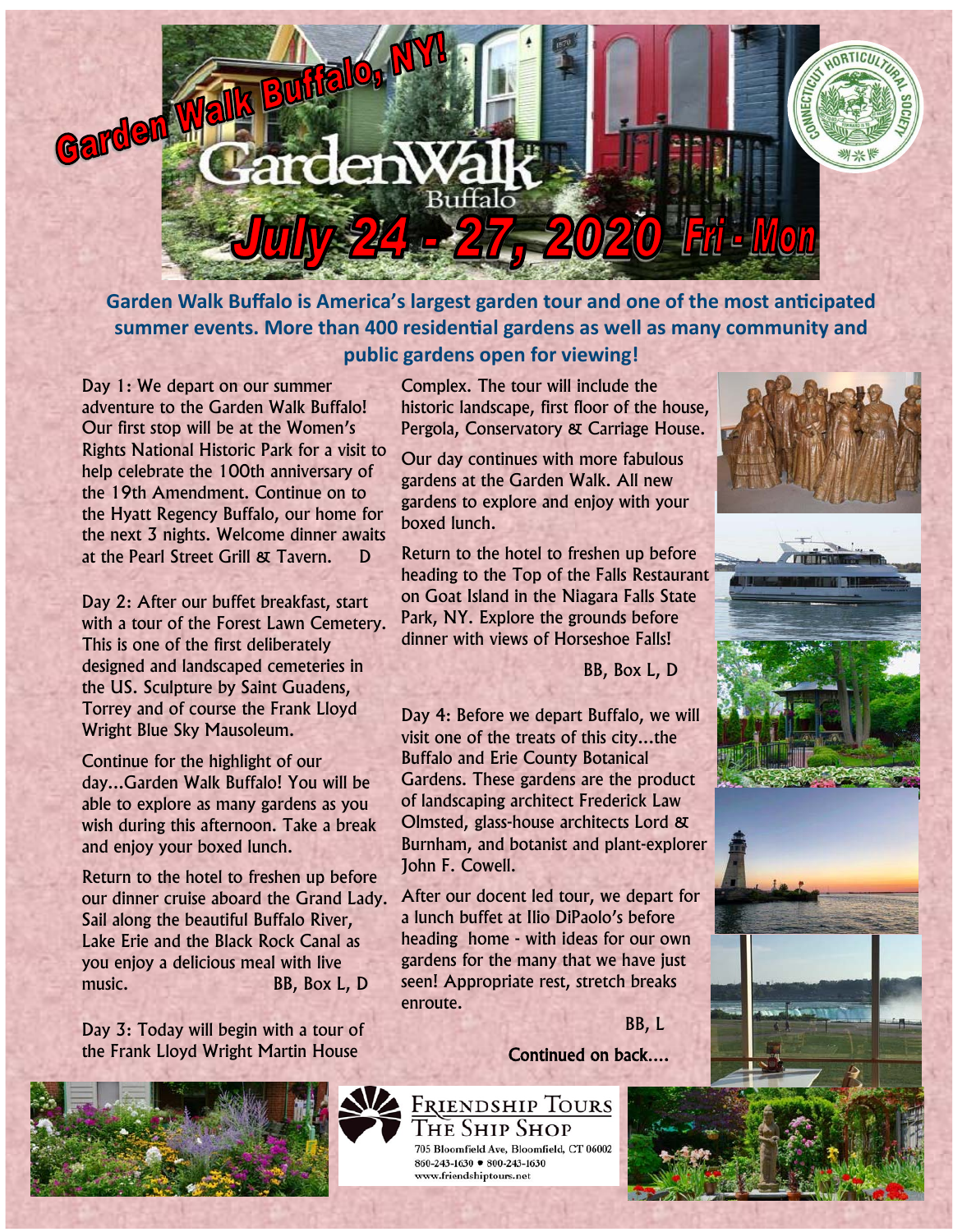# Garden Walk Buffalo, NY!

## July 24 - 27, 2020 Fri - Mon

**Garden Walk Buffalo is America's largest garden tour and one of the most anticipated summer events. More than 400 residential gardens as well as many community and public gardens open for viewing!**

Day 1: We depart on our summer adventure to the Garden Walk Buffalo! Our first stop will be at the Women's Rights National Historic Park for a visit to help celebrate the 100th anniversary of the 19th Amendment. Continue on to the Hyatt Regency Buffalo, our home for the next 3 nights. Welcome dinner awaits at the Pearl Street Grill & Tavern. D

Day 2: After our buffet breakfast, start with a tour of the Forest Lawn Cemetery. This is one of the first deliberately designed and landscaped cemeteries in the US. Sculpture by Saint Guadens, Torrey and of course the Frank Lloyd Wright Blue Sky Mausoleum.

Continue for the highlight of our day…Garden Walk Buffalo! You will be able to explore as many gardens as you wish during this afternoon. Take a break and enjoy your boxed lunch.

Return to the hotel to freshen up before our dinner cruise aboard the Grand Lady. Sail along the beautiful Buffalo River, Lake Erie and the Black Rock Canal as you enjoy a delicious meal with live music. BB, Box L, D

Day 3: Today will begin with a tour of the Frank Lloyd Wright Martin House Complex. The tour will include the historic landscape, first floor of the house, Pergola, Conservatory & Carriage House.

Our day continues with more fabulous gardens at the Garden Walk. All new gardens to explore and enjoy with your boxed lunch.

Return to the hotel to freshen up before heading to the Top of the Falls Restaurant on Goat Island in the Niagara Falls State Park, NY. Explore the grounds before dinner with views of Horseshoe Falls!

BB, Box L, D

Day 4: Before we depart Buffalo, we will visit one of the treats of this city…the Buffalo and Erie County Botanical Gardens. These gardens are the product of landscaping architect Frederick Law Olmsted, glass-house architects Lord & Burnham, and botanist and plant-explorer John F. Cowell.

After our docent led tour, we depart for a lunch buffet at Ilio DiPaolo's before heading home - with ideas for our own gardens for the many that we have just seen! Appropriate rest, stretch breaks enroute.

BB, L

**Continued on back….**

Friendship Tours
The Ship Shop
705 Bloomfield Ave, Bloomfield, CT 06002
860-243-1630 • 800-243-1630
www.friendshiptours.net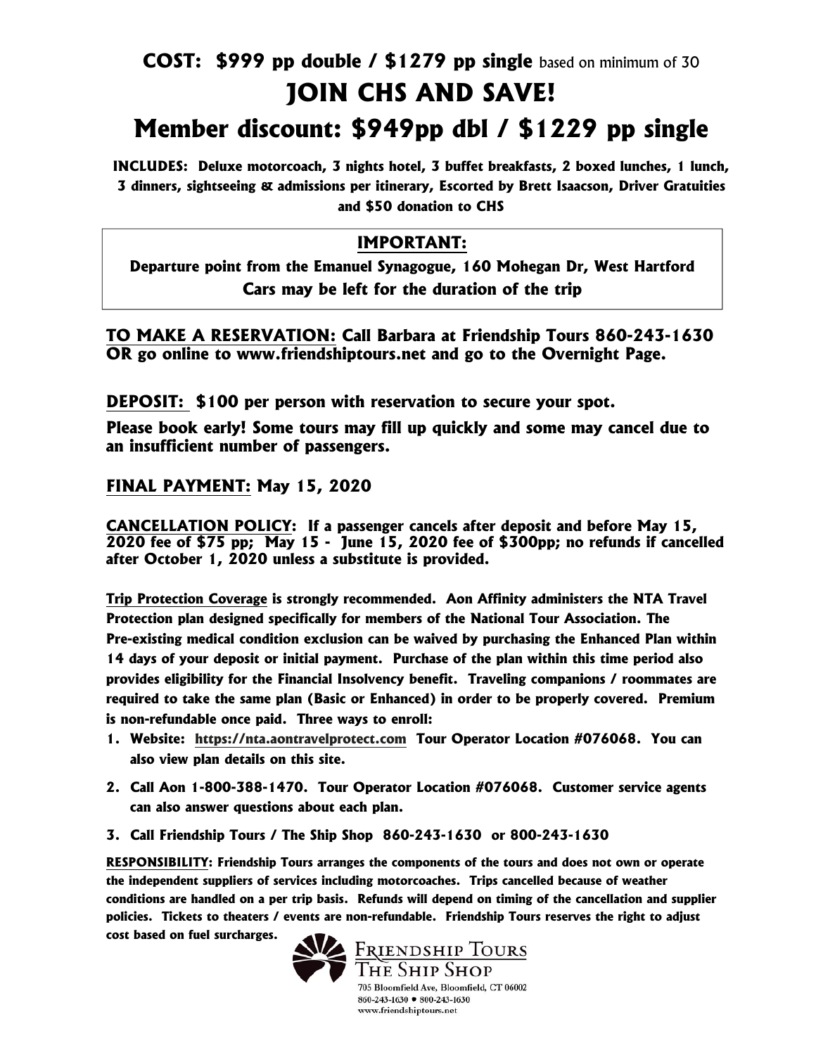## COST: $999 pp double / $1279 pp single based on minimum of 30

# JOIN CHS AND SAVE!

## Member discount: $949pp dbl / $1229 pp single

**INCLUDES: Deluxe motorcoach, 3 nights hotel, 3 buffet breakfasts, 2 boxed lunches, 1 lunch, 3 dinners, sightseeing & admissions per itinerary, Escorted by Brett Isaacson, Driver Gratuities and $50 donation to CHS**

**IMPORTANT:**

**Departure point from the Emanuel Synagogue, 160 Mohegan Dr, West Hartford**
**Cars may be left for the duration of the trip**

**TO MAKE A RESERVATION: Call Barbara at Friendship Tours 860-243-1630 OR go online to www.friendshiptours.net and go to the Overnight Page.**

**DEPOSIT: $100 per person with reservation to secure your spot.**

**Please book early! Some tours may fill up quickly and some may cancel due to an insufficient number of passengers.**

**FINAL PAYMENT: May 15, 2020**

**CANCELLATION POLICY: If a passenger cancels after deposit and before May 15, 2020 fee of $75 pp; May 15 - June 15, 2020 fee of $300pp; no refunds if cancelled after October 1, 2020 unless a substitute is provided.**

**Trip Protection Coverage is strongly recommended. Aon Affinity administers the NTA Travel Protection plan designed specifically for members of the National Tour Association. The Pre-existing medical condition exclusion can be waived by purchasing the Enhanced Plan within 14 days of your deposit or initial payment. Purchase of the plan within this time period also provides eligibility for the Financial Insolvency benefit. Traveling companions / roommates are required to take the same plan (Basic or Enhanced) in order to be properly covered. Premium is non-refundable once paid. Three ways to enroll:**

1. **Website: https://nta.aontravelprotect.com Tour Operator Location #076068. You can also view plan details on this site.**
2. **Call Aon 1-800-388-1470. Tour Operator Location #076068. Customer service agents can also answer questions about each plan.**
3. **Call Friendship Tours / The Ship Shop 860-243-1630 or 800-243-1630**

**RESPONSIBILITY: Friendship Tours arranges the components of the tours and does not own or operate the independent suppliers of services including motorcoaches. Trips cancelled because of weather conditions are handled on a per trip basis. Refunds will depend on timing of the cancellation and supplier policies. Tickets to theaters / events are non-refundable. Friendship Tours reserves the right to adjust cost based on fuel surcharges.**

Friendship Tours
The Ship Shop
705 Bloomfield Ave, Bloomfield, CT 06002
860-243-1630 • 800-243-1630
www.friendshiptours.net